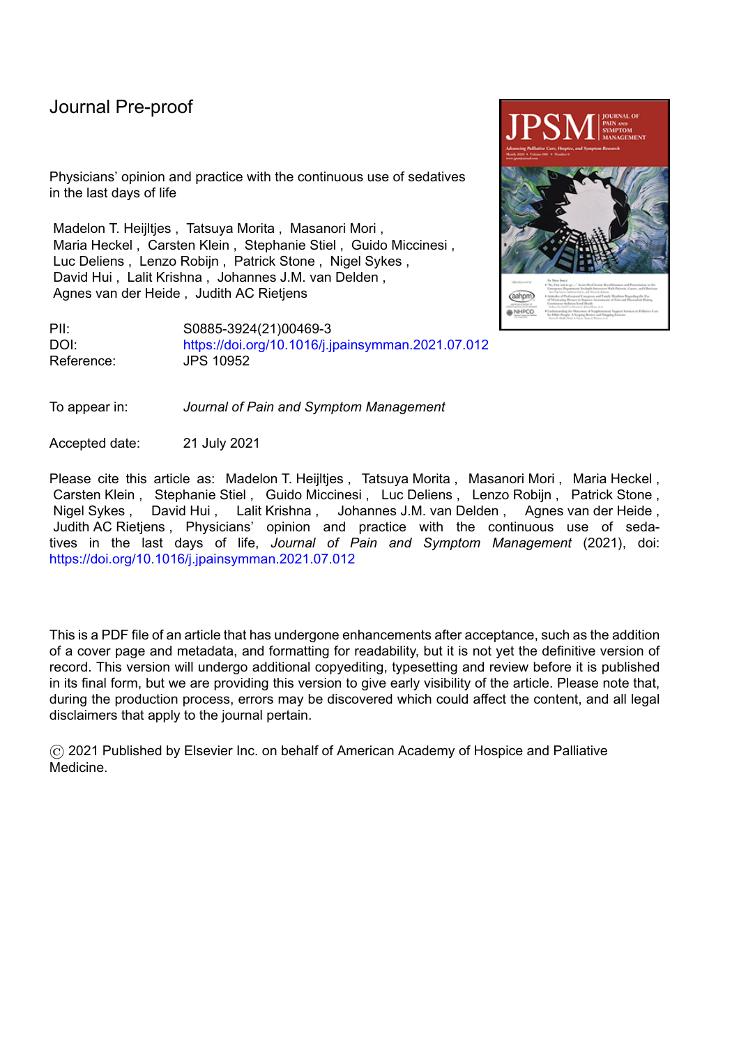Journal Pre-proof

Physicians' opinion and practice with the continuous use of sedatives in the last days of life

Madelon T. Heijltjes , Tatsuya Morita , Masanori Mori , Maria Heckel , Carsten Klein , Stephanie Stiel , Guido Miccinesi , Luc Deliens , Lenzo Robijn , Patrick Stone , Nigel Sykes , David Hui , Lalit Krishna , Johannes J.M. van Delden , Agnes van der Heide , Judith AC Rietjens

PII: S0885-3924(21)00469-3
DOI: https://doi.org/10.1016/j.jpainsymman.2021.07.012
Reference: JPS 10952

To appear in: *Journal of Pain and Symptom Management*

Accepted date: 21 July 2021

Please cite this article as: Madelon T. Heijltjes , Tatsuya Morita , Masanori Mori , Maria Heckel , Carsten Klein , Stephanie Stiel , Guido Miccinesi , Luc Deliens , Lenzo Robijn , Patrick Stone , Nigel Sykes , David Hui , Lalit Krishna , Johannes J.M. van Delden , Agnes van der Heide , Judith AC Rietjens , Physicians' opinion and practice with the continuous use of sedatives in the last days of life, *Journal of Pain and Symptom Management* (2021), doi: https://doi.org/10.1016/j.jpainsymman.2021.07.012

This is a PDF file of an article that has undergone enhancements after acceptance, such as the addition of a cover page and metadata, and formatting for readability, but it is not yet the definitive version of record. This version will undergo additional copyediting, typesetting and review before it is published in its final form, but we are providing this version to give early visibility of the article. Please note that, during the production process, errors may be discovered which could affect the content, and all legal disclaimers that apply to the journal pertain.

© 2021 Published by Elsevier Inc. on behalf of American Academy of Hospice and Palliative Medicine.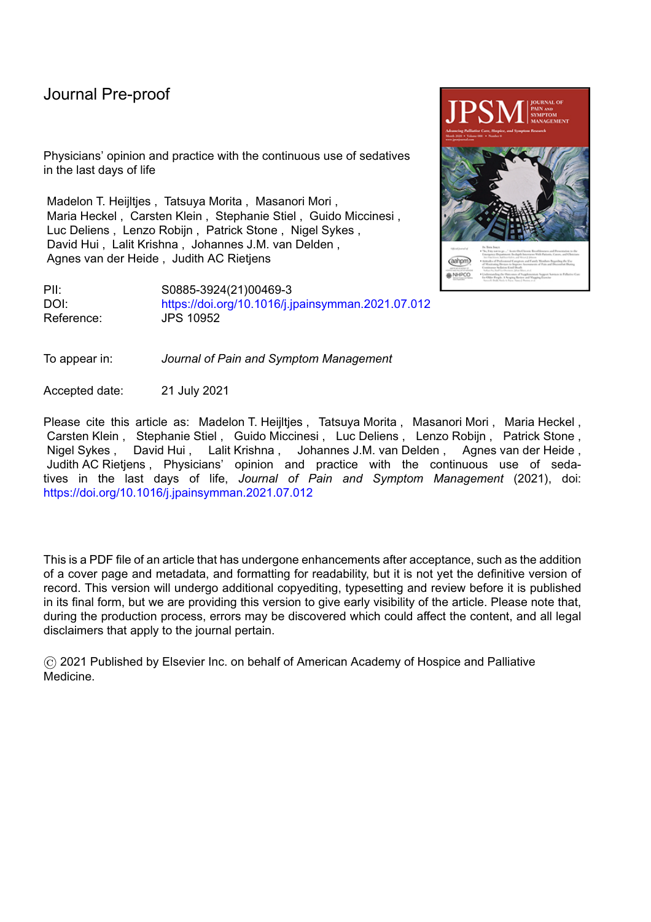Journal Pre-proof

Physicians' opinion and practice with the continuous use of sedatives in the last days of life

Madelon T. Heijltjes , Tatsuya Morita , Masanori Mori , Maria Heckel , Carsten Klein , Stephanie Stiel , Guido Miccinesi , Luc Deliens , Lenzo Robijn , Patrick Stone , Nigel Sykes , David Hui , Lalit Krishna , Johannes J.M. van Delden , Agnes van der Heide , Judith AC Rietjens

PII: S0885-3924(21)00469-3
DOI: https://doi.org/10.1016/j.jpainsymman.2021.07.012
Reference: JPS 10952

To appear in: *Journal of Pain and Symptom Management*

Accepted date: 21 July 2021

Please cite this article as: Madelon T. Heijltjes , Tatsuya Morita , Masanori Mori , Maria Heckel , Carsten Klein , Stephanie Stiel , Guido Miccinesi , Luc Deliens , Lenzo Robijn , Patrick Stone , Nigel Sykes , David Hui , Lalit Krishna , Johannes J.M. van Delden , Agnes van der Heide , Judith AC Rietjens , Physicians' opinion and practice with the continuous use of sedatives in the last days of life, *Journal of Pain and Symptom Management* (2021), doi: https://doi.org/10.1016/j.jpainsymman.2021.07.012

This is a PDF file of an article that has undergone enhancements after acceptance, such as the addition of a cover page and metadata, and formatting for readability, but it is not yet the definitive version of record. This version will undergo additional copyediting, typesetting and review before it is published in its final form, but we are providing this version to give early visibility of the article. Please note that, during the production process, errors may be discovered which could affect the content, and all legal disclaimers that apply to the journal pertain.

© 2021 Published by Elsevier Inc. on behalf of American Academy of Hospice and Palliative Medicine.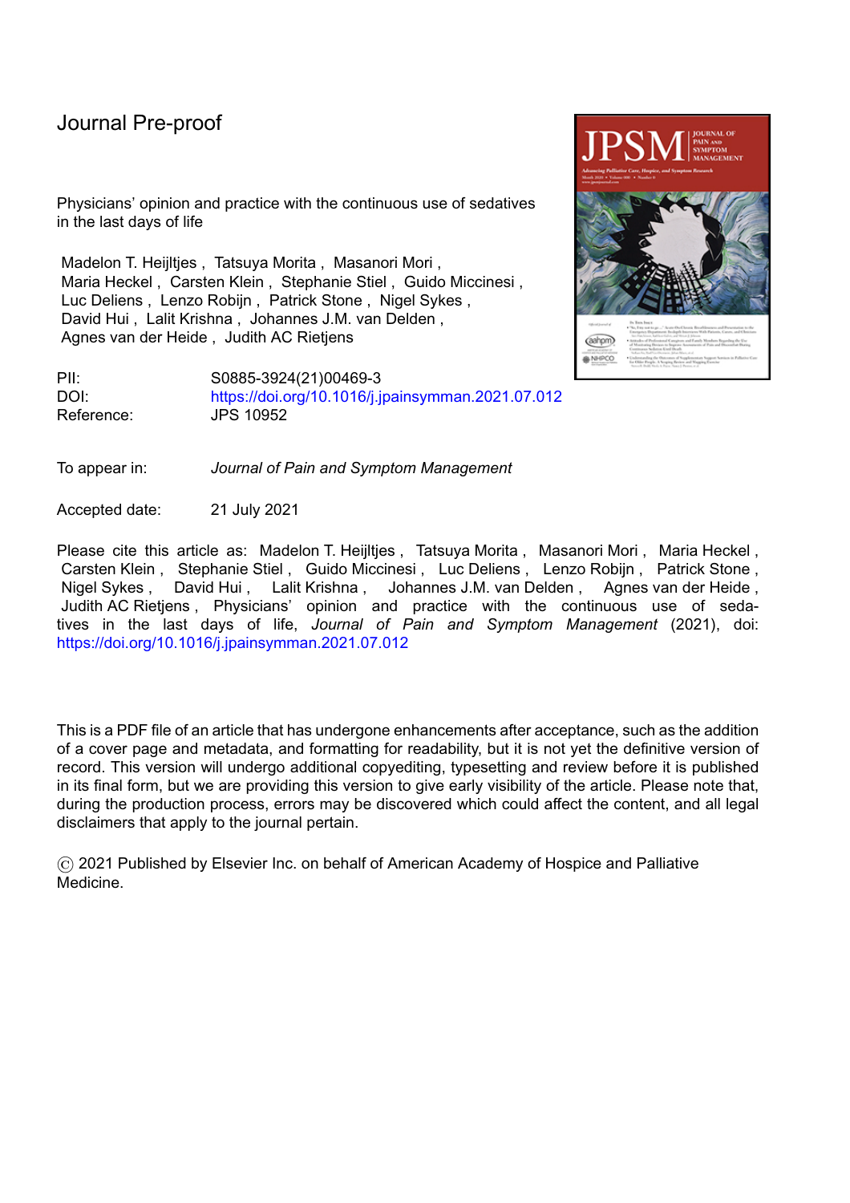Journal Pre-proof

Physicians' opinion and practice with the continuous use of sedatives in the last days of life

Madelon T. Heijltjes , Tatsuya Morita , Masanori Mori , Maria Heckel , Carsten Klein , Stephanie Stiel , Guido Miccinesi , Luc Deliens , Lenzo Robijn , Patrick Stone , Nigel Sykes , David Hui , Lalit Krishna , Johannes J.M. van Delden , Agnes van der Heide , Judith AC Rietjens

PII: S0885-3924(21)00469-3
DOI: https://doi.org/10.1016/j.jpainsymman.2021.07.012
Reference: JPS 10952

To appear in: *Journal of Pain and Symptom Management*

Accepted date: 21 July 2021

Please cite this article as: Madelon T. Heijltjes , Tatsuya Morita , Masanori Mori , Maria Heckel , Carsten Klein , Stephanie Stiel , Guido Miccinesi , Luc Deliens , Lenzo Robijn , Patrick Stone , Nigel Sykes , David Hui , Lalit Krishna , Johannes J.M. van Delden , Agnes van der Heide , Judith AC Rietjens , Physicians' opinion and practice with the continuous use of sedatives in the last days of life, *Journal of Pain and Symptom Management* (2021), doi: https://doi.org/10.1016/j.jpainsymman.2021.07.012

This is a PDF file of an article that has undergone enhancements after acceptance, such as the addition of a cover page and metadata, and formatting for readability, but it is not yet the definitive version of record. This version will undergo additional copyediting, typesetting and review before it is published in its final form, but we are providing this version to give early visibility of the article. Please note that, during the production process, errors may be discovered which could affect the content, and all legal disclaimers that apply to the journal pertain.

© 2021 Published by Elsevier Inc. on behalf of American Academy of Hospice and Palliative Medicine.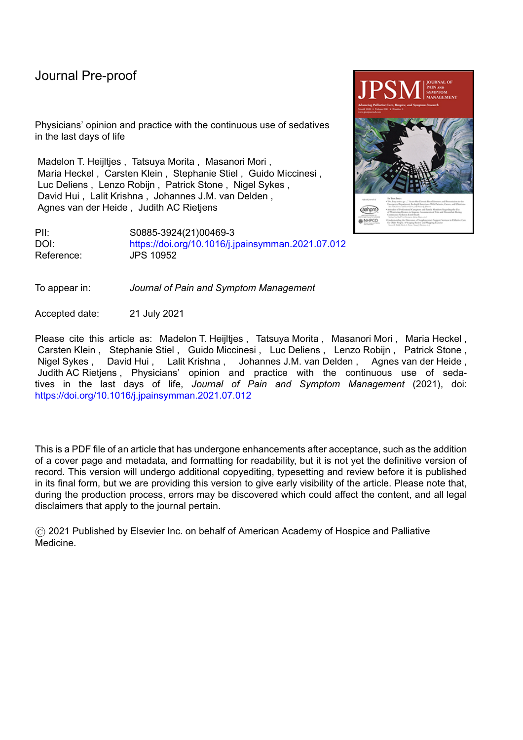Journal Pre-proof

Physicians' opinion and practice with the continuous use of sedatives in the last days of life

Madelon T. Heijltjes , Tatsuya Morita , Masanori Mori , Maria Heckel , Carsten Klein , Stephanie Stiel , Guido Miccinesi , Luc Deliens , Lenzo Robijn , Patrick Stone , Nigel Sykes , David Hui , Lalit Krishna , Johannes J.M. van Delden , Agnes van der Heide , Judith AC Rietjens

PII: S0885-3924(21)00469-3
DOI: https://doi.org/10.1016/j.jpainsymman.2021.07.012
Reference: JPS 10952

To appear in: *Journal of Pain and Symptom Management*

Accepted date: 21 July 2021

Please cite this article as: Madelon T. Heijltjes , Tatsuya Morita , Masanori Mori , Maria Heckel , Carsten Klein , Stephanie Stiel , Guido Miccinesi , Luc Deliens , Lenzo Robijn , Patrick Stone , Nigel Sykes , David Hui , Lalit Krishna , Johannes J.M. van Delden , Agnes van der Heide , Judith AC Rietjens , Physicians' opinion and practice with the continuous use of sedatives in the last days of life, *Journal of Pain and Symptom Management* (2021), doi: https://doi.org/10.1016/j.jpainsymman.2021.07.012

This is a PDF file of an article that has undergone enhancements after acceptance, such as the addition of a cover page and metadata, and formatting for readability, but it is not yet the definitive version of record. This version will undergo additional copyediting, typesetting and review before it is published in its final form, but we are providing this version to give early visibility of the article. Please note that, during the production process, errors may be discovered which could affect the content, and all legal disclaimers that apply to the journal pertain.

© 2021 Published by Elsevier Inc. on behalf of American Academy of Hospice and Palliative Medicine.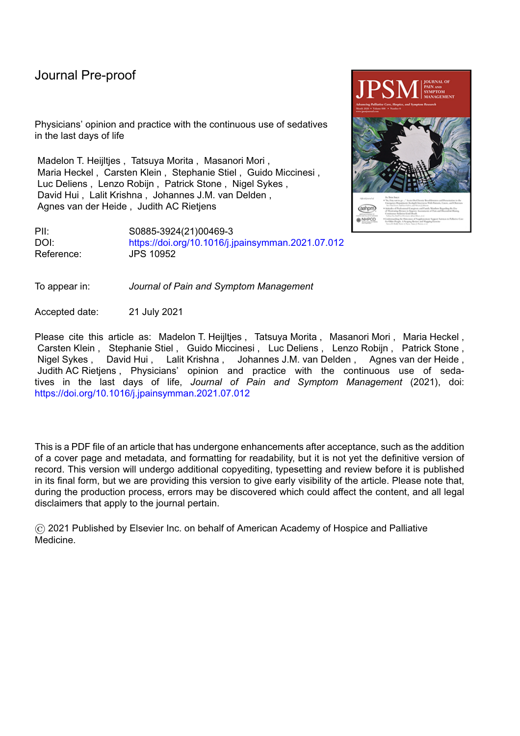Journal Pre-proof

Physicians' opinion and practice with the continuous use of sedatives in the last days of life

Madelon T. Heijltjes , Tatsuya Morita , Masanori Mori , Maria Heckel , Carsten Klein , Stephanie Stiel , Guido Miccinesi , Luc Deliens , Lenzo Robijn , Patrick Stone , Nigel Sykes , David Hui , Lalit Krishna , Johannes J.M. van Delden , Agnes van der Heide , Judith AC Rietjens

PII: S0885-3924(21)00469-3
DOI: https://doi.org/10.1016/j.jpainsymman.2021.07.012
Reference: JPS 10952

To appear in: *Journal of Pain and Symptom Management*

Accepted date: 21 July 2021

Please cite this article as: Madelon T. Heijltjes , Tatsuya Morita , Masanori Mori , Maria Heckel , Carsten Klein , Stephanie Stiel , Guido Miccinesi , Luc Deliens , Lenzo Robijn , Patrick Stone , Nigel Sykes , David Hui , Lalit Krishna , Johannes J.M. van Delden , Agnes van der Heide , Judith AC Rietjens , Physicians' opinion and practice with the continuous use of sedatives in the last days of life, *Journal of Pain and Symptom Management* (2021), doi: https://doi.org/10.1016/j.jpainsymman.2021.07.012

This is a PDF file of an article that has undergone enhancements after acceptance, such as the addition of a cover page and metadata, and formatting for readability, but it is not yet the definitive version of record. This version will undergo additional copyediting, typesetting and review before it is published in its final form, but we are providing this version to give early visibility of the article. Please note that, during the production process, errors may be discovered which could affect the content, and all legal disclaimers that apply to the journal pertain.

© 2021 Published by Elsevier Inc. on behalf of American Academy of Hospice and Palliative Medicine.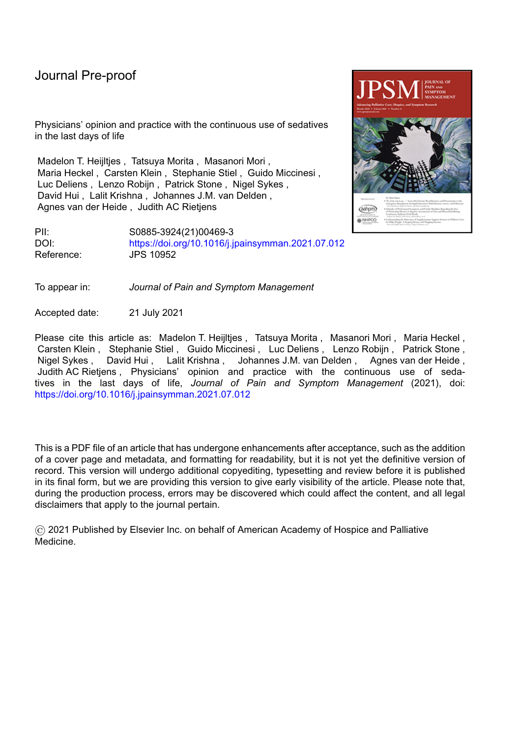Journal Pre-proof

Physicians' opinion and practice with the continuous use of sedatives in the last days of life

Madelon T. Heijltjes , Tatsuya Morita , Masanori Mori , Maria Heckel , Carsten Klein , Stephanie Stiel , Guido Miccinesi , Luc Deliens , Lenzo Robijn , Patrick Stone , Nigel Sykes , David Hui , Lalit Krishna , Johannes J.M. van Delden , Agnes van der Heide , Judith AC Rietjens

PII: S0885-3924(21)00469-3
DOI: https://doi.org/10.1016/j.jpainsymman.2021.07.012
Reference: JPS 10952

To appear in: *Journal of Pain and Symptom Management*

Accepted date: 21 July 2021

Please cite this article as: Madelon T. Heijltjes , Tatsuya Morita , Masanori Mori , Maria Heckel , Carsten Klein , Stephanie Stiel , Guido Miccinesi , Luc Deliens , Lenzo Robijn , Patrick Stone , Nigel Sykes , David Hui , Lalit Krishna , Johannes J.M. van Delden , Agnes van der Heide , Judith AC Rietjens , Physicians' opinion and practice with the continuous use of sedatives in the last days of life, *Journal of Pain and Symptom Management* (2021), doi: https://doi.org/10.1016/j.jpainsymman.2021.07.012

This is a PDF file of an article that has undergone enhancements after acceptance, such as the addition of a cover page and metadata, and formatting for readability, but it is not yet the definitive version of record. This version will undergo additional copyediting, typesetting and review before it is published in its final form, but we are providing this version to give early visibility of the article. Please note that, during the production process, errors may be discovered which could affect the content, and all legal disclaimers that apply to the journal pertain.

© 2021 Published by Elsevier Inc. on behalf of American Academy of Hospice and Palliative Medicine.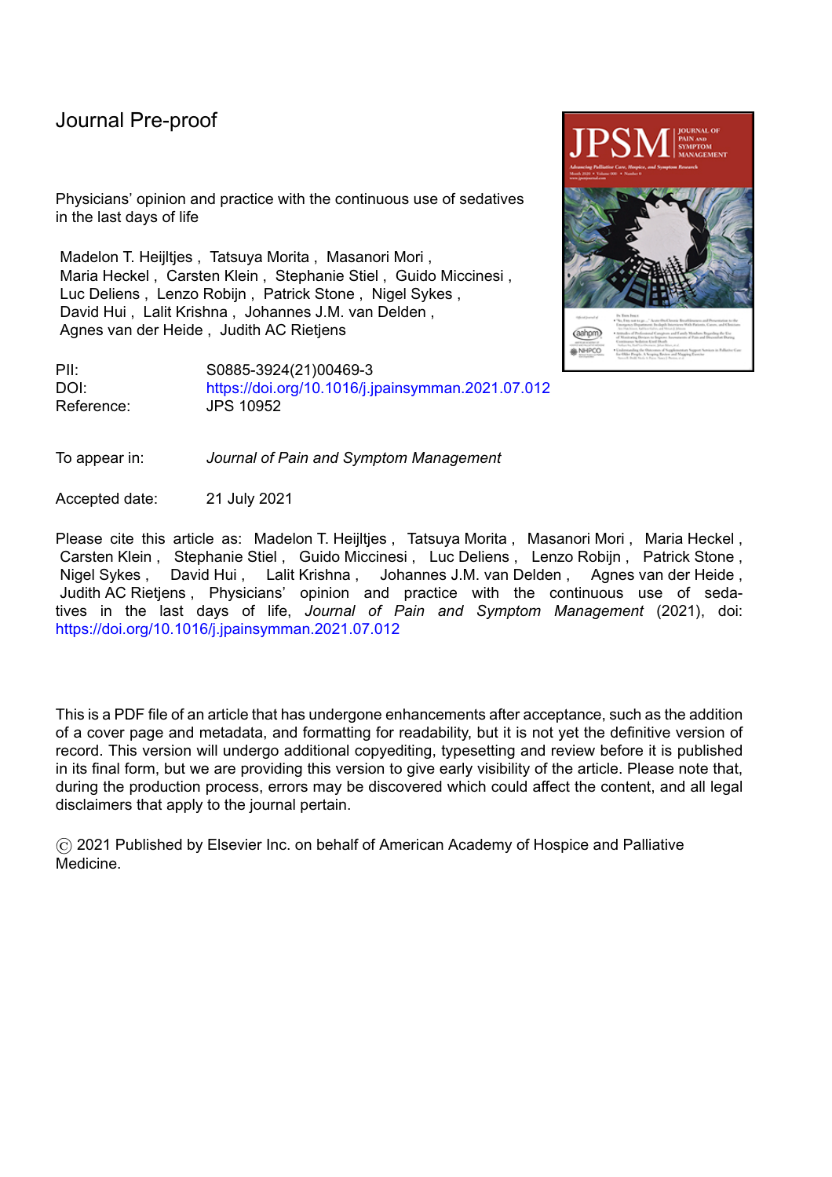Journal Pre-proof

Physicians' opinion and practice with the continuous use of sedatives in the last days of life

Madelon T. Heijltjes , Tatsuya Morita , Masanori Mori , Maria Heckel , Carsten Klein , Stephanie Stiel , Guido Miccinesi , Luc Deliens , Lenzo Robijn , Patrick Stone , Nigel Sykes , David Hui , Lalit Krishna , Johannes J.M. van Delden , Agnes van der Heide , Judith AC Rietjens

PII: S0885-3924(21)00469-3
DOI: https://doi.org/10.1016/j.jpainsymman.2021.07.012
Reference: JPS 10952

To appear in: *Journal of Pain and Symptom Management*

Accepted date: 21 July 2021

Please cite this article as: Madelon T. Heijltjes , Tatsuya Morita , Masanori Mori , Maria Heckel , Carsten Klein , Stephanie Stiel , Guido Miccinesi , Luc Deliens , Lenzo Robijn , Patrick Stone , Nigel Sykes , David Hui , Lalit Krishna , Johannes J.M. van Delden , Agnes van der Heide , Judith AC Rietjens , Physicians' opinion and practice with the continuous use of sedatives in the last days of life, *Journal of Pain and Symptom Management* (2021), doi: https://doi.org/10.1016/j.jpainsymman.2021.07.012

This is a PDF file of an article that has undergone enhancements after acceptance, such as the addition of a cover page and metadata, and formatting for readability, but it is not yet the definitive version of record. This version will undergo additional copyediting, typesetting and review before it is published in its final form, but we are providing this version to give early visibility of the article. Please note that, during the production process, errors may be discovered which could affect the content, and all legal disclaimers that apply to the journal pertain.

© 2021 Published by Elsevier Inc. on behalf of American Academy of Hospice and Palliative Medicine.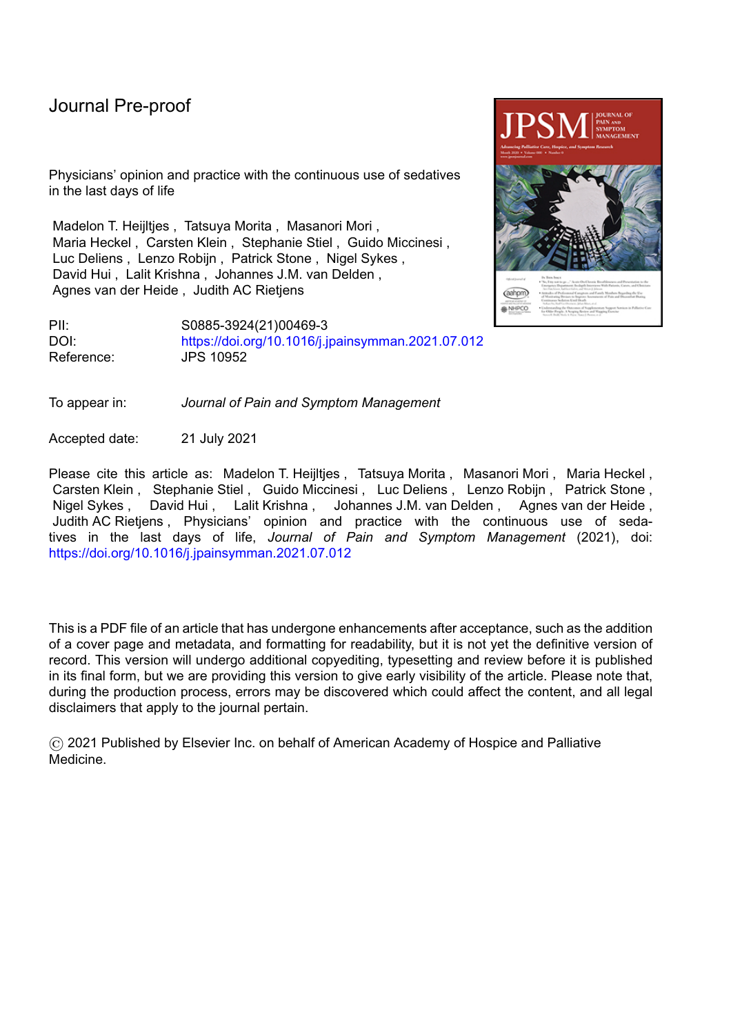Journal Pre-proof

Physicians' opinion and practice with the continuous use of sedatives in the last days of life

Madelon T. Heijltjes , Tatsuya Morita , Masanori Mori , Maria Heckel , Carsten Klein , Stephanie Stiel , Guido Miccinesi , Luc Deliens , Lenzo Robijn , Patrick Stone , Nigel Sykes , David Hui , Lalit Krishna , Johannes J.M. van Delden , Agnes van der Heide , Judith AC Rietjens

PII: S0885-3924(21)00469-3
DOI: https://doi.org/10.1016/j.jpainsymman.2021.07.012
Reference: JPS 10952

To appear in: *Journal of Pain and Symptom Management*

Accepted date: 21 July 2021

Please cite this article as: Madelon T. Heijltjes , Tatsuya Morita , Masanori Mori , Maria Heckel , Carsten Klein , Stephanie Stiel , Guido Miccinesi , Luc Deliens , Lenzo Robijn , Patrick Stone , Nigel Sykes , David Hui , Lalit Krishna , Johannes J.M. van Delden , Agnes van der Heide , Judith AC Rietjens , Physicians' opinion and practice with the continuous use of sedatives in the last days of life, *Journal of Pain and Symptom Management* (2021), doi: https://doi.org/10.1016/j.jpainsymman.2021.07.012

This is a PDF file of an article that has undergone enhancements after acceptance, such as the addition of a cover page and metadata, and formatting for readability, but it is not yet the definitive version of record. This version will undergo additional copyediting, typesetting and review before it is published in its final form, but we are providing this version to give early visibility of the article. Please note that, during the production process, errors may be discovered which could affect the content, and all legal disclaimers that apply to the journal pertain.

© 2021 Published by Elsevier Inc. on behalf of American Academy of Hospice and Palliative Medicine.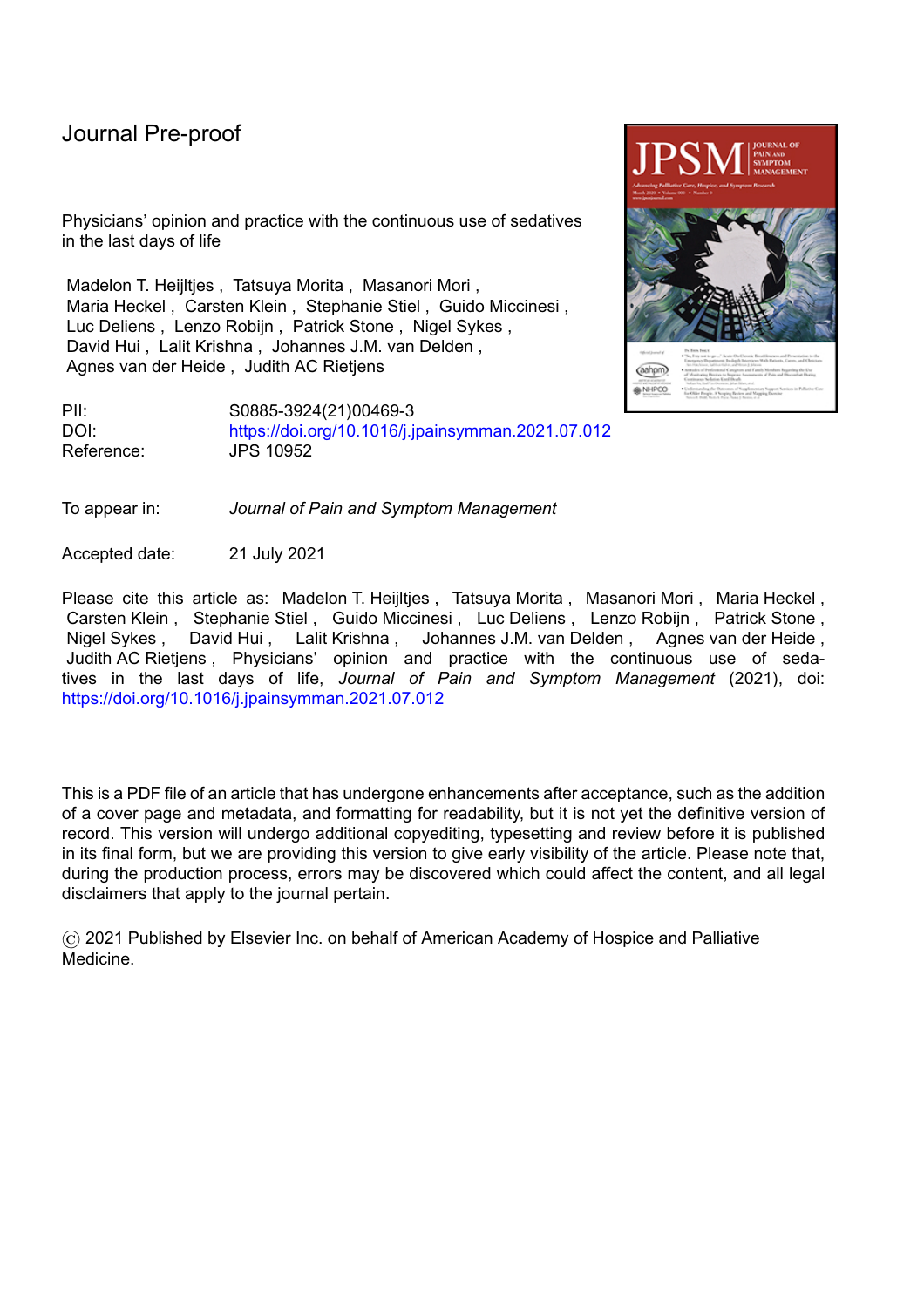Journal Pre-proof

Physicians' opinion and practice with the continuous use of sedatives in the last days of life

Madelon T. Heijltjes , Tatsuya Morita , Masanori Mori , Maria Heckel , Carsten Klein , Stephanie Stiel , Guido Miccinesi , Luc Deliens , Lenzo Robijn , Patrick Stone , Nigel Sykes , David Hui , Lalit Krishna , Johannes J.M. van Delden , Agnes van der Heide , Judith AC Rietjens

PII: S0885-3924(21)00469-3
DOI: https://doi.org/10.1016/j.jpainsymman.2021.07.012
Reference: JPS 10952

To appear in: *Journal of Pain and Symptom Management*

Accepted date: 21 July 2021

Please cite this article as: Madelon T. Heijltjes , Tatsuya Morita , Masanori Mori , Maria Heckel , Carsten Klein , Stephanie Stiel , Guido Miccinesi , Luc Deliens , Lenzo Robijn , Patrick Stone , Nigel Sykes , David Hui , Lalit Krishna , Johannes J.M. van Delden , Agnes van der Heide , Judith AC Rietjens , Physicians' opinion and practice with the continuous use of sedatives in the last days of life, *Journal of Pain and Symptom Management* (2021), doi: https://doi.org/10.1016/j.jpainsymman.2021.07.012

This is a PDF file of an article that has undergone enhancements after acceptance, such as the addition of a cover page and metadata, and formatting for readability, but it is not yet the definitive version of record. This version will undergo additional copyediting, typesetting and review before it is published in its final form, but we are providing this version to give early visibility of the article. Please note that, during the production process, errors may be discovered which could affect the content, and all legal disclaimers that apply to the journal pertain.

© 2021 Published by Elsevier Inc. on behalf of American Academy of Hospice and Palliative Medicine.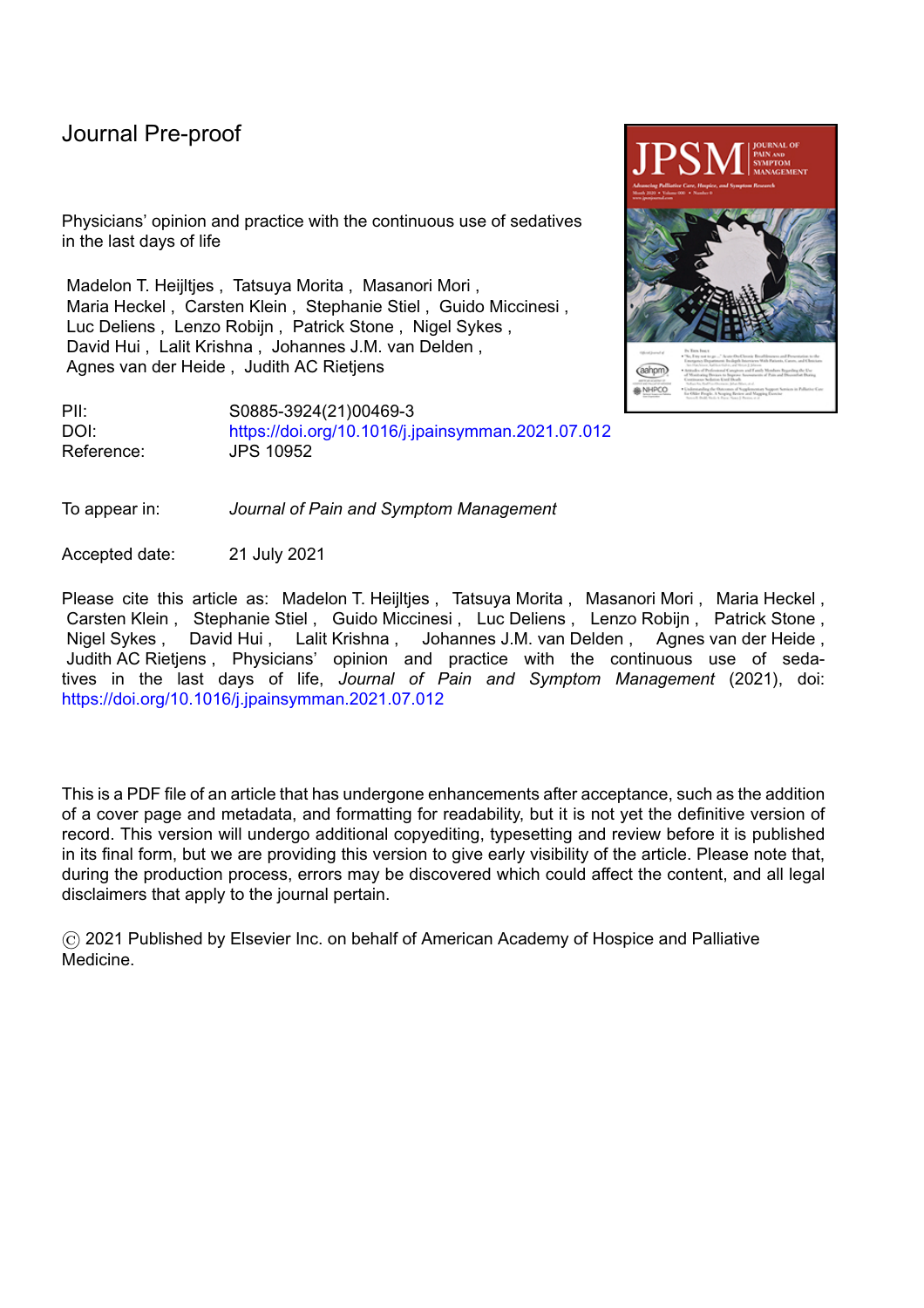Journal Pre-proof

Physicians' opinion and practice with the continuous use of sedatives in the last days of life

Madelon T. Heijltjes , Tatsuya Morita , Masanori Mori ,
Maria Heckel , Carsten Klein , Stephanie Stiel , Guido Miccinesi ,
Luc Deliens , Lenzo Robijn , Patrick Stone , Nigel Sykes ,
David Hui , Lalit Krishna , Johannes J.M. van Delden ,
Agnes van der Heide , Judith AC Rietjens

PII: S0885-3924(21)00469-3
DOI: https://doi.org/10.1016/j.jpainsymman.2021.07.012
Reference: JPS 10952

To appear in: *Journal of Pain and Symptom Management*

Accepted date: 21 July 2021

Please cite this article as: Madelon T. Heijltjes , Tatsuya Morita , Masanori Mori , Maria Heckel , Carsten Klein , Stephanie Stiel , Guido Miccinesi , Luc Deliens , Lenzo Robijn , Patrick Stone , Nigel Sykes , David Hui , Lalit Krishna , Johannes J.M. van Delden , Agnes van der Heide , Judith AC Rietjens , Physicians' opinion and practice with the continuous use of sedatives in the last days of life, *Journal of Pain and Symptom Management* (2021), doi: https://doi.org/10.1016/j.jpainsymman.2021.07.012

This is a PDF file of an article that has undergone enhancements after acceptance, such as the addition of a cover page and metadata, and formatting for readability, but it is not yet the definitive version of record. This version will undergo additional copyediting, typesetting and review before it is published in its final form, but we are providing this version to give early visibility of the article. Please note that, during the production process, errors may be discovered which could affect the content, and all legal disclaimers that apply to the journal pertain.

© 2021 Published by Elsevier Inc. on behalf of American Academy of Hospice and Palliative Medicine.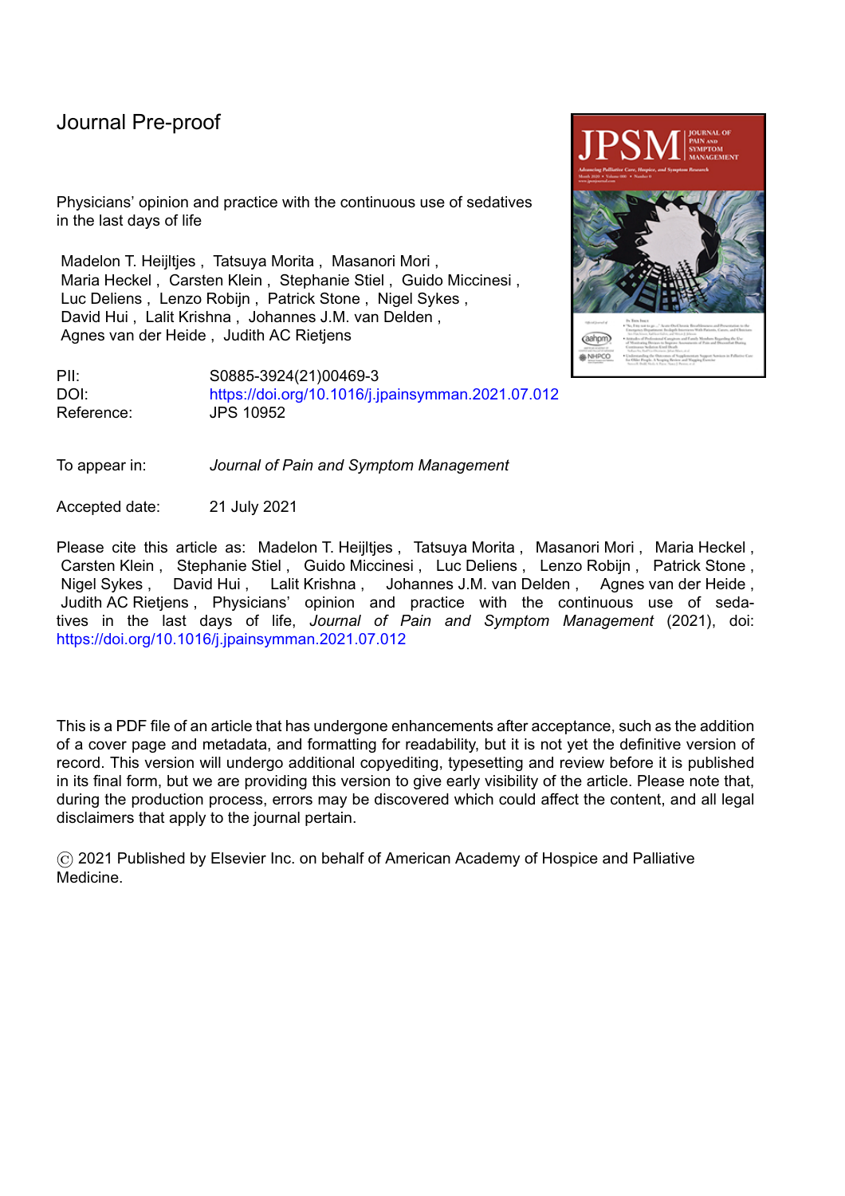Journal Pre-proof

Physicians' opinion and practice with the continuous use of sedatives in the last days of life

Madelon T. Heijltjes , Tatsuya Morita , Masanori Mori , Maria Heckel , Carsten Klein , Stephanie Stiel , Guido Miccinesi , Luc Deliens , Lenzo Robijn , Patrick Stone , Nigel Sykes , David Hui , Lalit Krishna , Johannes J.M. van Delden , Agnes van der Heide , Judith AC Rietjens

PII: S0885-3924(21)00469-3
DOI: https://doi.org/10.1016/j.jpainsymman.2021.07.012
Reference: JPS 10952

To appear in: *Journal of Pain and Symptom Management*

Accepted date: 21 July 2021

Please cite this article as: Madelon T. Heijltjes , Tatsuya Morita , Masanori Mori , Maria Heckel , Carsten Klein , Stephanie Stiel , Guido Miccinesi , Luc Deliens , Lenzo Robijn , Patrick Stone , Nigel Sykes , David Hui , Lalit Krishna , Johannes J.M. van Delden , Agnes van der Heide , Judith AC Rietjens , Physicians' opinion and practice with the continuous use of sedatives in the last days of life, *Journal of Pain and Symptom Management* (2021), doi: https://doi.org/10.1016/j.jpainsymman.2021.07.012

This is a PDF file of an article that has undergone enhancements after acceptance, such as the addition of a cover page and metadata, and formatting for readability, but it is not yet the definitive version of record. This version will undergo additional copyediting, typesetting and review before it is published in its final form, but we are providing this version to give early visibility of the article. Please note that, during the production process, errors may be discovered which could affect the content, and all legal disclaimers that apply to the journal pertain.

© 2021 Published by Elsevier Inc. on behalf of American Academy of Hospice and Palliative Medicine.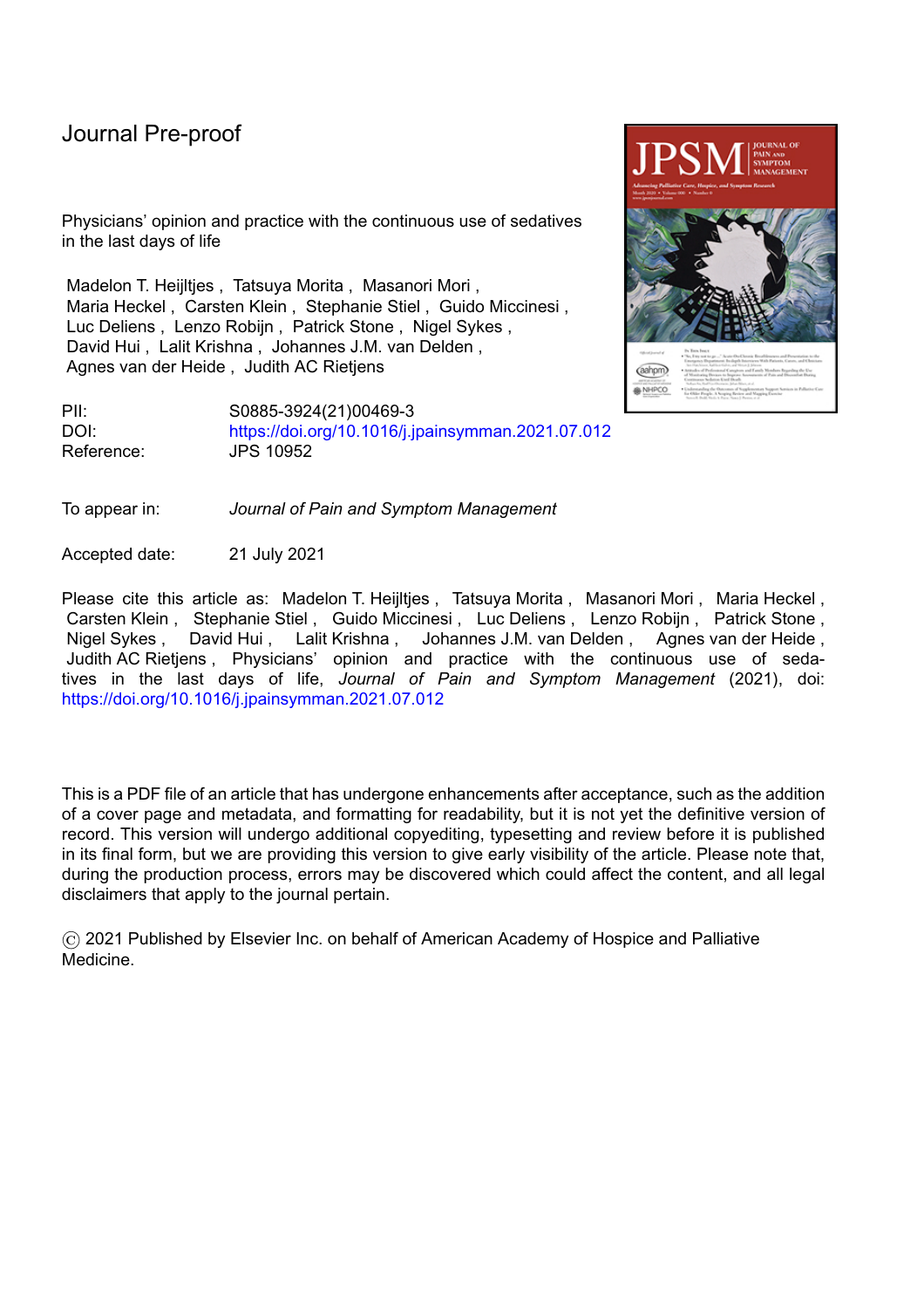Journal Pre-proof

Physicians' opinion and practice with the continuous use of sedatives in the last days of life

Madelon T. Heijltjes , Tatsuya Morita , Masanori Mori , Maria Heckel , Carsten Klein , Stephanie Stiel , Guido Miccinesi , Luc Deliens , Lenzo Robijn , Patrick Stone , Nigel Sykes , David Hui , Lalit Krishna , Johannes J.M. van Delden , Agnes van der Heide , Judith AC Rietjens

PII: S0885-3924(21)00469-3
DOI: https://doi.org/10.1016/j.jpainsymman.2021.07.012
Reference: JPS 10952

To appear in: *Journal of Pain and Symptom Management*

Accepted date: 21 July 2021

Please cite this article as: Madelon T. Heijltjes , Tatsuya Morita , Masanori Mori , Maria Heckel , Carsten Klein , Stephanie Stiel , Guido Miccinesi , Luc Deliens , Lenzo Robijn , Patrick Stone , Nigel Sykes , David Hui , Lalit Krishna , Johannes J.M. van Delden , Agnes van der Heide , Judith AC Rietjens , Physicians' opinion and practice with the continuous use of sedatives in the last days of life, *Journal of Pain and Symptom Management* (2021), doi: https://doi.org/10.1016/j.jpainsymman.2021.07.012

This is a PDF file of an article that has undergone enhancements after acceptance, such as the addition of a cover page and metadata, and formatting for readability, but it is not yet the definitive version of record. This version will undergo additional copyediting, typesetting and review before it is published in its final form, but we are providing this version to give early visibility of the article. Please note that, during the production process, errors may be discovered which could affect the content, and all legal disclaimers that apply to the journal pertain.

© 2021 Published by Elsevier Inc. on behalf of American Academy of Hospice and Palliative Medicine.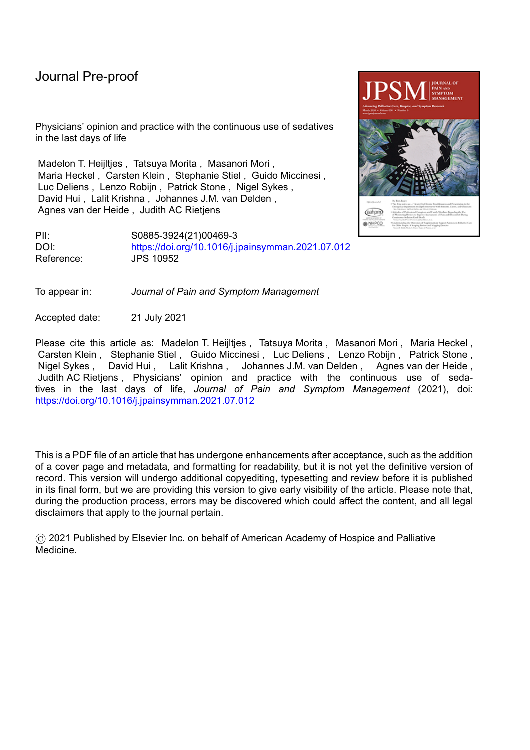Journal Pre-proof

Physicians' opinion and practice with the continuous use of sedatives in the last days of life

Madelon T. Heijltjes , Tatsuya Morita , Masanori Mori , Maria Heckel , Carsten Klein , Stephanie Stiel , Guido Miccinesi , Luc Deliens , Lenzo Robijn , Patrick Stone , Nigel Sykes , David Hui , Lalit Krishna , Johannes J.M. van Delden , Agnes van der Heide , Judith AC Rietjens

PII: S0885-3924(21)00469-3
DOI: https://doi.org/10.1016/j.jpainsymman.2021.07.012
Reference: JPS 10952

To appear in: *Journal of Pain and Symptom Management*

Accepted date: 21 July 2021

Please cite this article as: Madelon T. Heijltjes , Tatsuya Morita , Masanori Mori , Maria Heckel , Carsten Klein , Stephanie Stiel , Guido Miccinesi , Luc Deliens , Lenzo Robijn , Patrick Stone , Nigel Sykes , David Hui , Lalit Krishna , Johannes J.M. van Delden , Agnes van der Heide , Judith AC Rietjens , Physicians' opinion and practice with the continuous use of sedatives in the last days of life, *Journal of Pain and Symptom Management* (2021), doi: https://doi.org/10.1016/j.jpainsymman.2021.07.012

This is a PDF file of an article that has undergone enhancements after acceptance, such as the addition of a cover page and metadata, and formatting for readability, but it is not yet the definitive version of record. This version will undergo additional copyediting, typesetting and review before it is published in its final form, but we are providing this version to give early visibility of the article. Please note that, during the production process, errors may be discovered which could affect the content, and all legal disclaimers that apply to the journal pertain.

© 2021 Published by Elsevier Inc. on behalf of American Academy of Hospice and Palliative Medicine.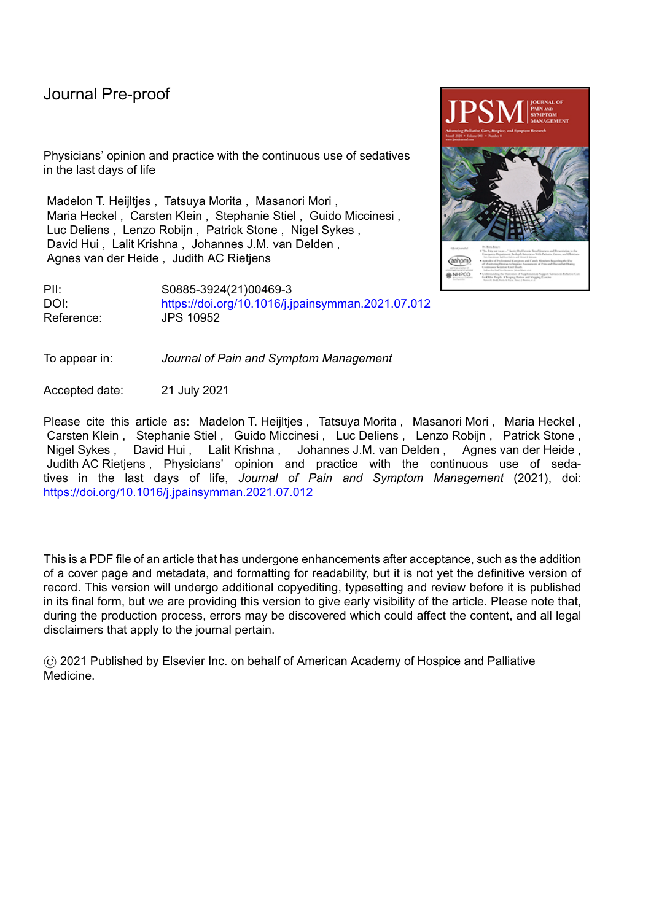Journal Pre-proof

Physicians' opinion and practice with the continuous use of sedatives in the last days of life

Madelon T. Heijltjes , Tatsuya Morita , Masanori Mori , Maria Heckel , Carsten Klein , Stephanie Stiel , Guido Miccinesi , Luc Deliens , Lenzo Robijn , Patrick Stone , Nigel Sykes , David Hui , Lalit Krishna , Johannes J.M. van Delden , Agnes van der Heide , Judith AC Rietjens

PII: S0885-3924(21)00469-3
DOI: https://doi.org/10.1016/j.jpainsymman.2021.07.012
Reference: JPS 10952

To appear in: *Journal of Pain and Symptom Management*

Accepted date: 21 July 2021

Please cite this article as: Madelon T. Heijltjes , Tatsuya Morita , Masanori Mori , Maria Heckel , Carsten Klein , Stephanie Stiel , Guido Miccinesi , Luc Deliens , Lenzo Robijn , Patrick Stone , Nigel Sykes , David Hui , Lalit Krishna , Johannes J.M. van Delden , Agnes van der Heide , Judith AC Rietjens , Physicians' opinion and practice with the continuous use of sedatives in the last days of life, *Journal of Pain and Symptom Management* (2021), doi: https://doi.org/10.1016/j.jpainsymman.2021.07.012

This is a PDF file of an article that has undergone enhancements after acceptance, such as the addition of a cover page and metadata, and formatting for readability, but it is not yet the definitive version of record. This version will undergo additional copyediting, typesetting and review before it is published in its final form, but we are providing this version to give early visibility of the article. Please note that, during the production process, errors may be discovered which could affect the content, and all legal disclaimers that apply to the journal pertain.

© 2021 Published by Elsevier Inc. on behalf of American Academy of Hospice and Palliative Medicine.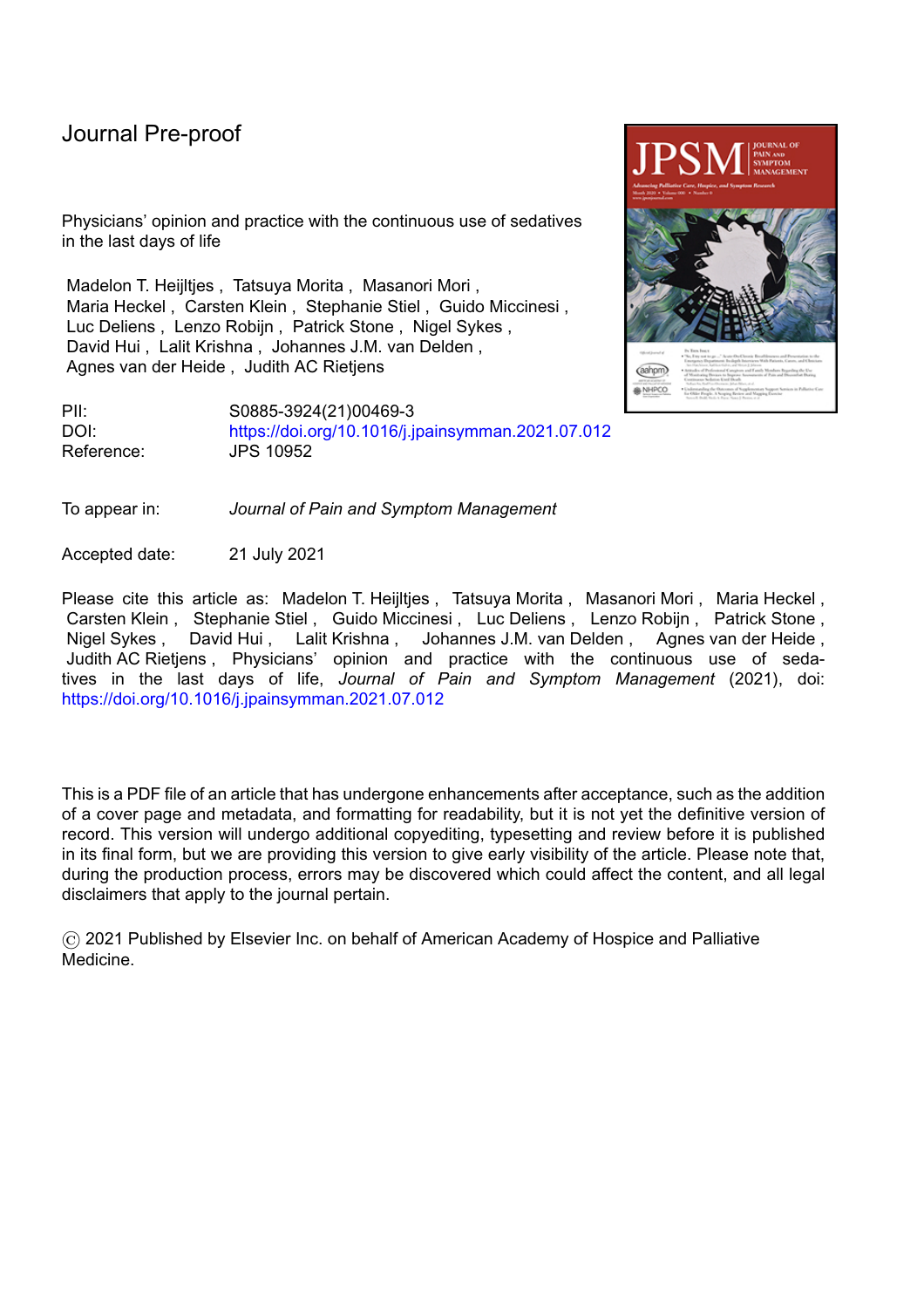Journal Pre-proof

Physicians' opinion and practice with the continuous use of sedatives in the last days of life

Madelon T. Heijltjes , Tatsuya Morita , Masanori Mori , Maria Heckel , Carsten Klein , Stephanie Stiel , Guido Miccinesi , Luc Deliens , Lenzo Robijn , Patrick Stone , Nigel Sykes , David Hui , Lalit Krishna , Johannes J.M. van Delden , Agnes van der Heide , Judith AC Rietjens

PII: S0885-3924(21)00469-3
DOI: https://doi.org/10.1016/j.jpainsymman.2021.07.012
Reference: JPS 10952

To appear in: *Journal of Pain and Symptom Management*

Accepted date: 21 July 2021

Please cite this article as: Madelon T. Heijltjes , Tatsuya Morita , Masanori Mori , Maria Heckel , Carsten Klein , Stephanie Stiel , Guido Miccinesi , Luc Deliens , Lenzo Robijn , Patrick Stone , Nigel Sykes , David Hui , Lalit Krishna , Johannes J.M. van Delden , Agnes van der Heide , Judith AC Rietjens , Physicians' opinion and practice with the continuous use of sedatives in the last days of life, *Journal of Pain and Symptom Management* (2021), doi: https://doi.org/10.1016/j.jpainsymman.2021.07.012

This is a PDF file of an article that has undergone enhancements after acceptance, such as the addition of a cover page and metadata, and formatting for readability, but it is not yet the definitive version of record. This version will undergo additional copyediting, typesetting and review before it is published in its final form, but we are providing this version to give early visibility of the article. Please note that, during the production process, errors may be discovered which could affect the content, and all legal disclaimers that apply to the journal pertain.

© 2021 Published by Elsevier Inc. on behalf of American Academy of Hospice and Palliative Medicine.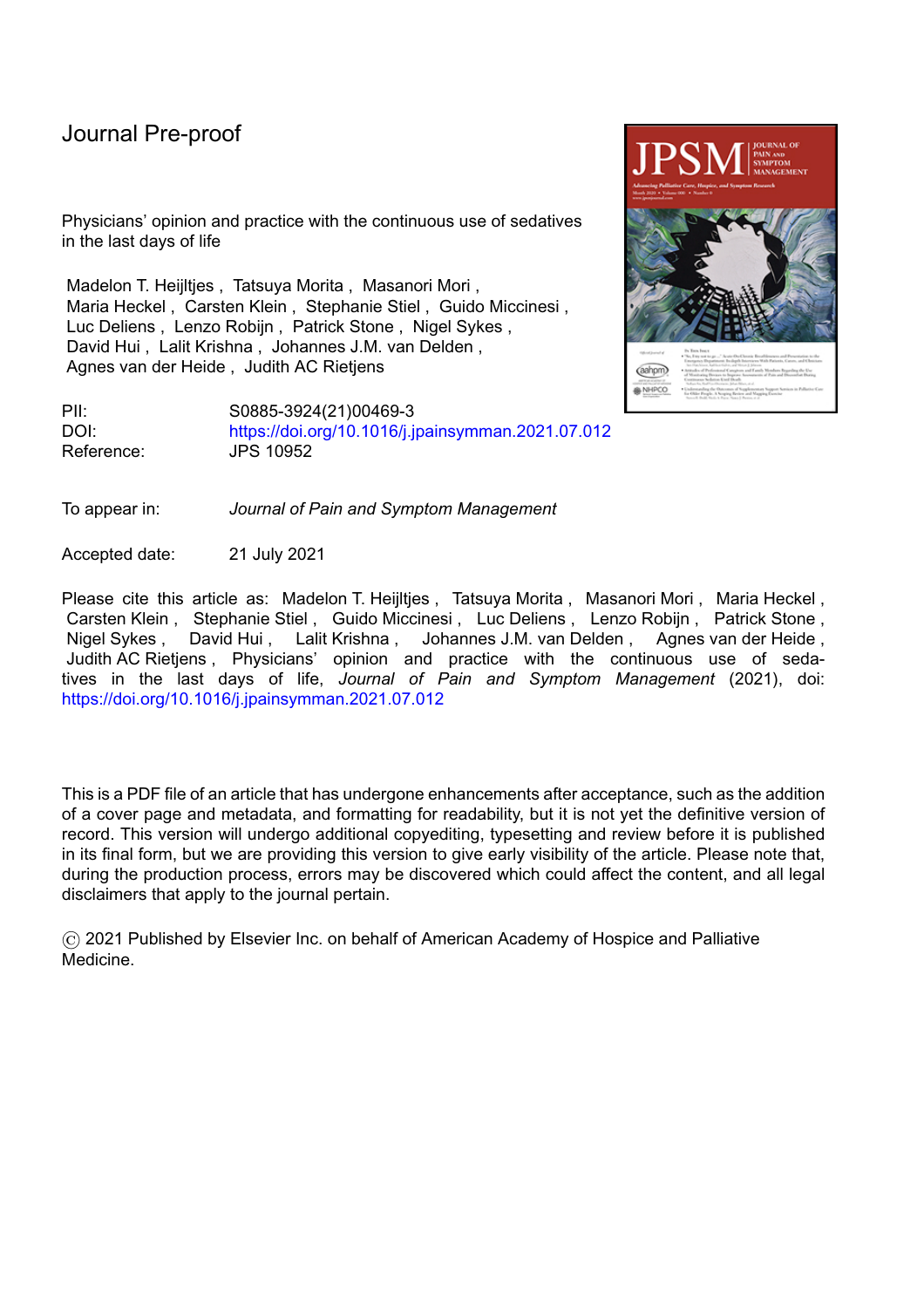Journal Pre-proof

Physicians' opinion and practice with the continuous use of sedatives in the last days of life

Madelon T. Heijltjes , Tatsuya Morita , Masanori Mori , Maria Heckel , Carsten Klein , Stephanie Stiel , Guido Miccinesi , Luc Deliens , Lenzo Robijn , Patrick Stone , Nigel Sykes , David Hui , Lalit Krishna , Johannes J.M. van Delden , Agnes van der Heide , Judith AC Rietjens

PII: S0885-3924(21)00469-3
DOI: https://doi.org/10.1016/j.jpainsymman.2021.07.012
Reference: JPS 10952

To appear in: *Journal of Pain and Symptom Management*

Accepted date: 21 July 2021

Please cite this article as: Madelon T. Heijltjes , Tatsuya Morita , Masanori Mori , Maria Heckel , Carsten Klein , Stephanie Stiel , Guido Miccinesi , Luc Deliens , Lenzo Robijn , Patrick Stone , Nigel Sykes , David Hui , Lalit Krishna , Johannes J.M. van Delden , Agnes van der Heide , Judith AC Rietjens , Physicians' opinion and practice with the continuous use of sedatives in the last days of life, *Journal of Pain and Symptom Management* (2021), doi: https://doi.org/10.1016/j.jpainsymman.2021.07.012

This is a PDF file of an article that has undergone enhancements after acceptance, such as the addition of a cover page and metadata, and formatting for readability, but it is not yet the definitive version of record. This version will undergo additional copyediting, typesetting and review before it is published in its final form, but we are providing this version to give early visibility of the article. Please note that, during the production process, errors may be discovered which could affect the content, and all legal disclaimers that apply to the journal pertain.

© 2021 Published by Elsevier Inc. on behalf of American Academy of Hospice and Palliative Medicine.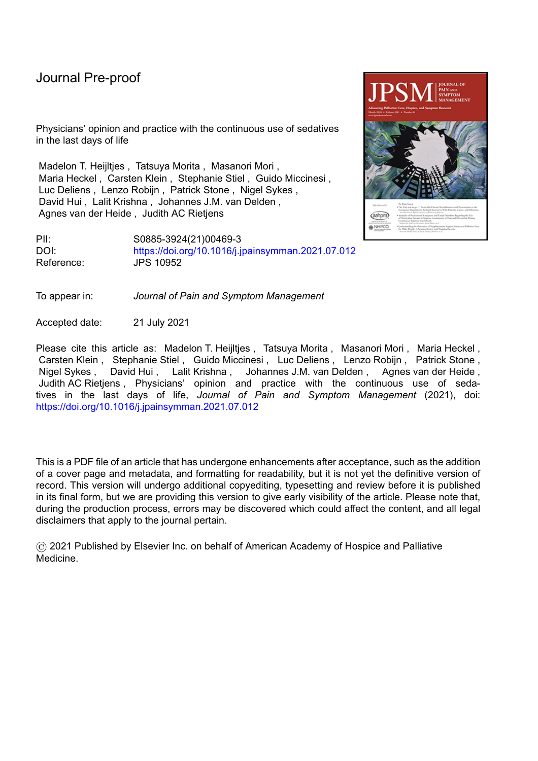Journal Pre-proof

Physicians' opinion and practice with the continuous use of sedatives in the last days of life

Madelon T. Heijltjes , Tatsuya Morita , Masanori Mori , Maria Heckel , Carsten Klein , Stephanie Stiel , Guido Miccinesi , Luc Deliens , Lenzo Robijn , Patrick Stone , Nigel Sykes , David Hui , Lalit Krishna , Johannes J.M. van Delden , Agnes van der Heide , Judith AC Rietjens

PII: S0885-3924(21)00469-3
DOI: https://doi.org/10.1016/j.jpainsymman.2021.07.012
Reference: JPS 10952

To appear in: *Journal of Pain and Symptom Management*

Accepted date: 21 July 2021

Please cite this article as: Madelon T. Heijltjes , Tatsuya Morita , Masanori Mori , Maria Heckel , Carsten Klein , Stephanie Stiel , Guido Miccinesi , Luc Deliens , Lenzo Robijn , Patrick Stone , Nigel Sykes , David Hui , Lalit Krishna , Johannes J.M. van Delden , Agnes van der Heide , Judith AC Rietjens , Physicians' opinion and practice with the continuous use of sedatives in the last days of life, *Journal of Pain and Symptom Management* (2021), doi: https://doi.org/10.1016/j.jpainsymman.2021.07.012

This is a PDF file of an article that has undergone enhancements after acceptance, such as the addition of a cover page and metadata, and formatting for readability, but it is not yet the definitive version of record. This version will undergo additional copyediting, typesetting and review before it is published in its final form, but we are providing this version to give early visibility of the article. Please note that, during the production process, errors may be discovered which could affect the content, and all legal disclaimers that apply to the journal pertain.

© 2021 Published by Elsevier Inc. on behalf of American Academy of Hospice and Palliative Medicine.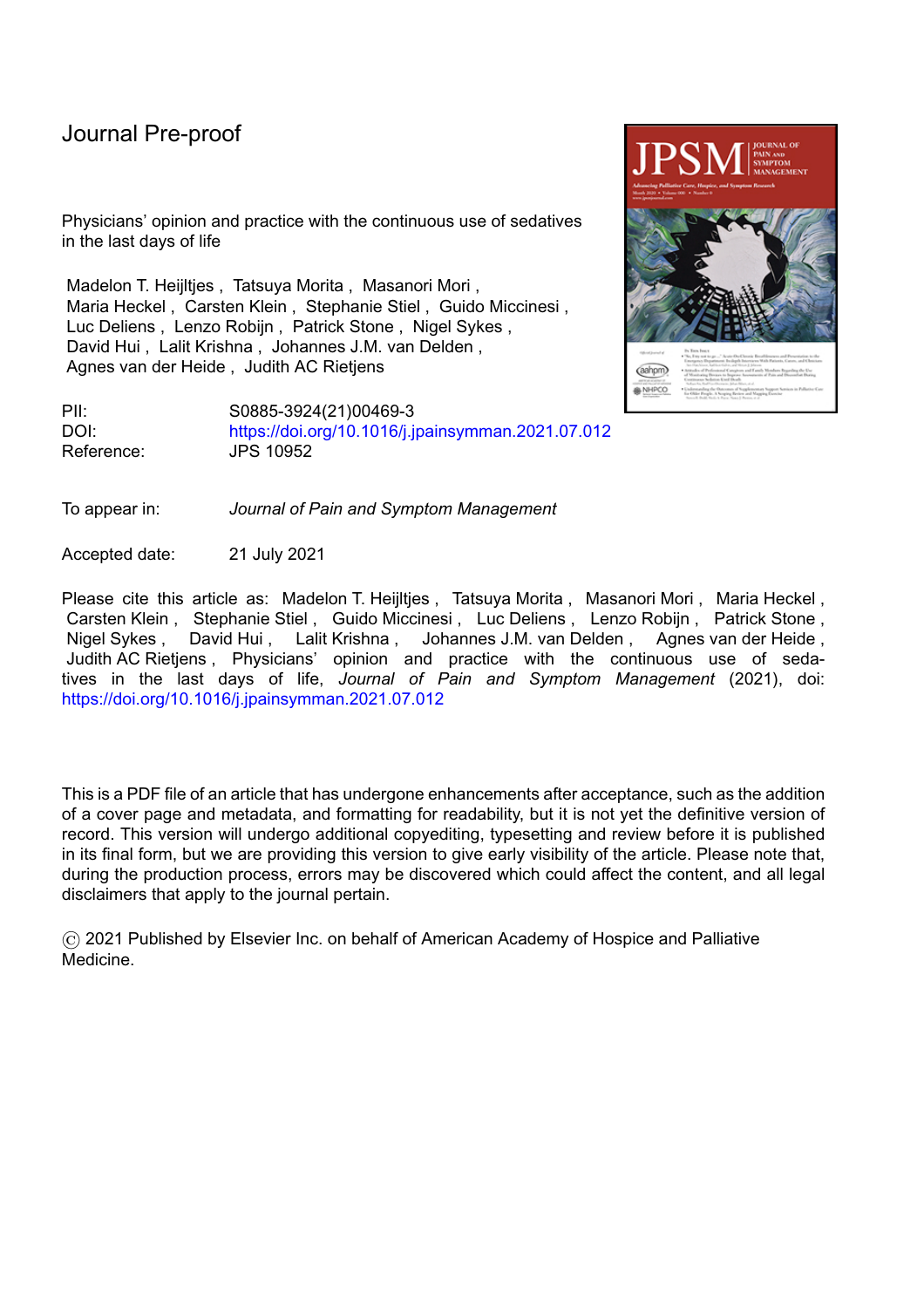Journal Pre-proof

Physicians' opinion and practice with the continuous use of sedatives in the last days of life

Madelon T. Heijltjes , Tatsuya Morita , Masanori Mori , Maria Heckel , Carsten Klein , Stephanie Stiel , Guido Miccinesi , Luc Deliens , Lenzo Robijn , Patrick Stone , Nigel Sykes , David Hui , Lalit Krishna , Johannes J.M. van Delden , Agnes van der Heide , Judith AC Rietjens

PII: S0885-3924(21)00469-3
DOI: https://doi.org/10.1016/j.jpainsymman.2021.07.012
Reference: JPS 10952

To appear in: *Journal of Pain and Symptom Management*

Accepted date: 21 July 2021

Please cite this article as: Madelon T. Heijltjes , Tatsuya Morita , Masanori Mori , Maria Heckel , Carsten Klein , Stephanie Stiel , Guido Miccinesi , Luc Deliens , Lenzo Robijn , Patrick Stone , Nigel Sykes , David Hui , Lalit Krishna , Johannes J.M. van Delden , Agnes van der Heide , Judith AC Rietjens , Physicians' opinion and practice with the continuous use of sedatives in the last days of life, *Journal of Pain and Symptom Management* (2021), doi: https://doi.org/10.1016/j.jpainsymman.2021.07.012

This is a PDF file of an article that has undergone enhancements after acceptance, such as the addition of a cover page and metadata, and formatting for readability, but it is not yet the definitive version of record. This version will undergo additional copyediting, typesetting and review before it is published in its final form, but we are providing this version to give early visibility of the article. Please note that, during the production process, errors may be discovered which could affect the content, and all legal disclaimers that apply to the journal pertain.

© 2021 Published by Elsevier Inc. on behalf of American Academy of Hospice and Palliative Medicine.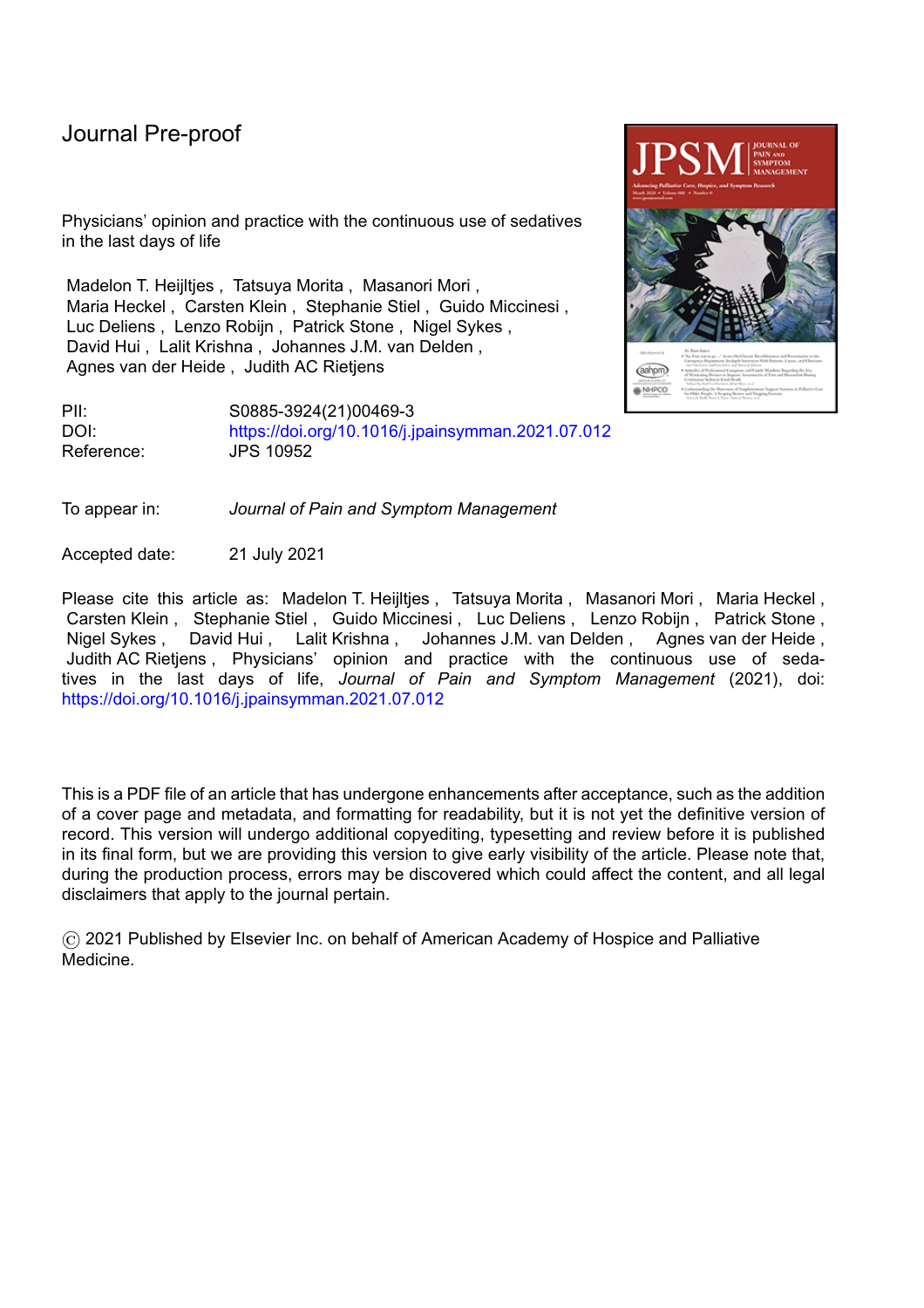Journal Pre-proof

Physicians' opinion and practice with the continuous use of sedatives in the last days of life

Madelon T. Heijltjes , Tatsuya Morita , Masanori Mori , Maria Heckel , Carsten Klein , Stephanie Stiel , Guido Miccinesi , Luc Deliens , Lenzo Robijn , Patrick Stone , Nigel Sykes , David Hui , Lalit Krishna , Johannes J.M. van Delden , Agnes van der Heide , Judith AC Rietjens

PII: S0885-3924(21)00469-3
DOI: https://doi.org/10.1016/j.jpainsymman.2021.07.012
Reference: JPS 10952

To appear in: *Journal of Pain and Symptom Management*

Accepted date: 21 July 2021

Please cite this article as: Madelon T. Heijltjes , Tatsuya Morita , Masanori Mori , Maria Heckel , Carsten Klein , Stephanie Stiel , Guido Miccinesi , Luc Deliens , Lenzo Robijn , Patrick Stone , Nigel Sykes , David Hui , Lalit Krishna , Johannes J.M. van Delden , Agnes van der Heide , Judith AC Rietjens , Physicians' opinion and practice with the continuous use of sedatives in the last days of life, *Journal of Pain and Symptom Management* (2021), doi: https://doi.org/10.1016/j.jpainsymman.2021.07.012

This is a PDF file of an article that has undergone enhancements after acceptance, such as the addition of a cover page and metadata, and formatting for readability, but it is not yet the definitive version of record. This version will undergo additional copyediting, typesetting and review before it is published in its final form, but we are providing this version to give early visibility of the article. Please note that, during the production process, errors may be discovered which could affect the content, and all legal disclaimers that apply to the journal pertain.

© 2021 Published by Elsevier Inc. on behalf of American Academy of Hospice and Palliative Medicine.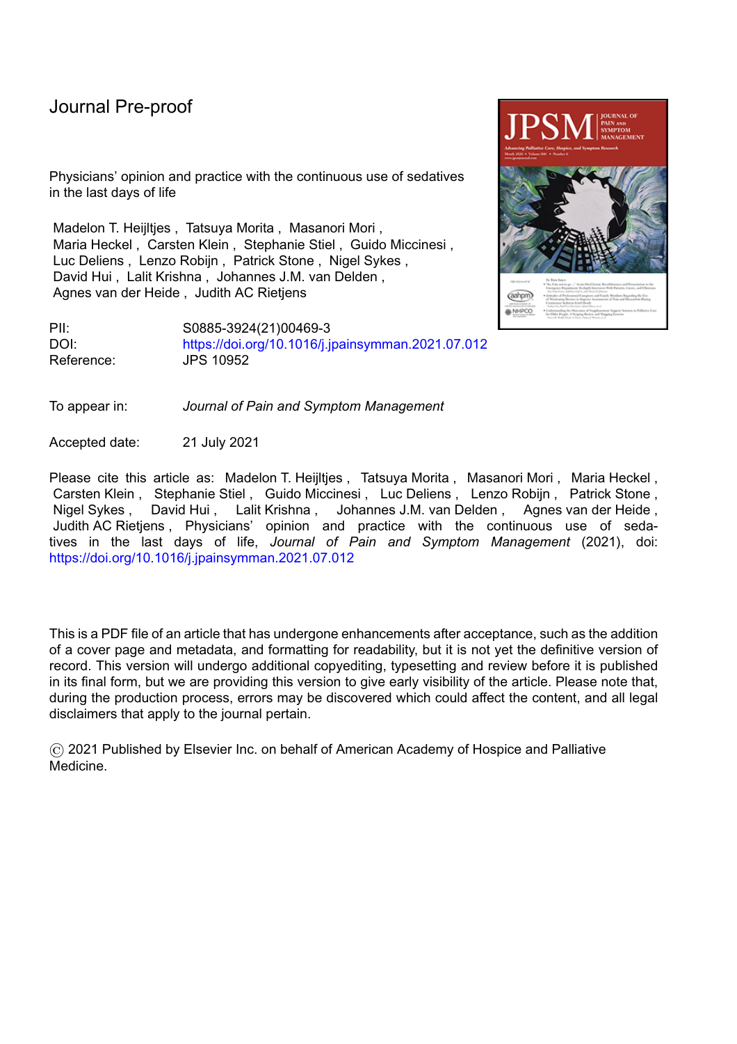Journal Pre-proof

Physicians' opinion and practice with the continuous use of sedatives in the last days of life

Madelon T. Heijltjes , Tatsuya Morita , Masanori Mori , Maria Heckel , Carsten Klein , Stephanie Stiel , Guido Miccinesi , Luc Deliens , Lenzo Robijn , Patrick Stone , Nigel Sykes , David Hui , Lalit Krishna , Johannes J.M. van Delden , Agnes van der Heide , Judith AC Rietjens

PII: S0885-3924(21)00469-3
DOI: https://doi.org/10.1016/j.jpainsymman.2021.07.012
Reference: JPS 10952

To appear in: *Journal of Pain and Symptom Management*

Accepted date: 21 July 2021

Please cite this article as: Madelon T. Heijltjes , Tatsuya Morita , Masanori Mori , Maria Heckel , Carsten Klein , Stephanie Stiel , Guido Miccinesi , Luc Deliens , Lenzo Robijn , Patrick Stone , Nigel Sykes , David Hui , Lalit Krishna , Johannes J.M. van Delden , Agnes van der Heide , Judith AC Rietjens , Physicians' opinion and practice with the continuous use of sedatives in the last days of life, *Journal of Pain and Symptom Management* (2021), doi: https://doi.org/10.1016/j.jpainsymman.2021.07.012

This is a PDF file of an article that has undergone enhancements after acceptance, such as the addition of a cover page and metadata, and formatting for readability, but it is not yet the definitive version of record. This version will undergo additional copyediting, typesetting and review before it is published in its final form, but we are providing this version to give early visibility of the article. Please note that, during the production process, errors may be discovered which could affect the content, and all legal disclaimers that apply to the journal pertain.

© 2021 Published by Elsevier Inc. on behalf of American Academy of Hospice and Palliative Medicine.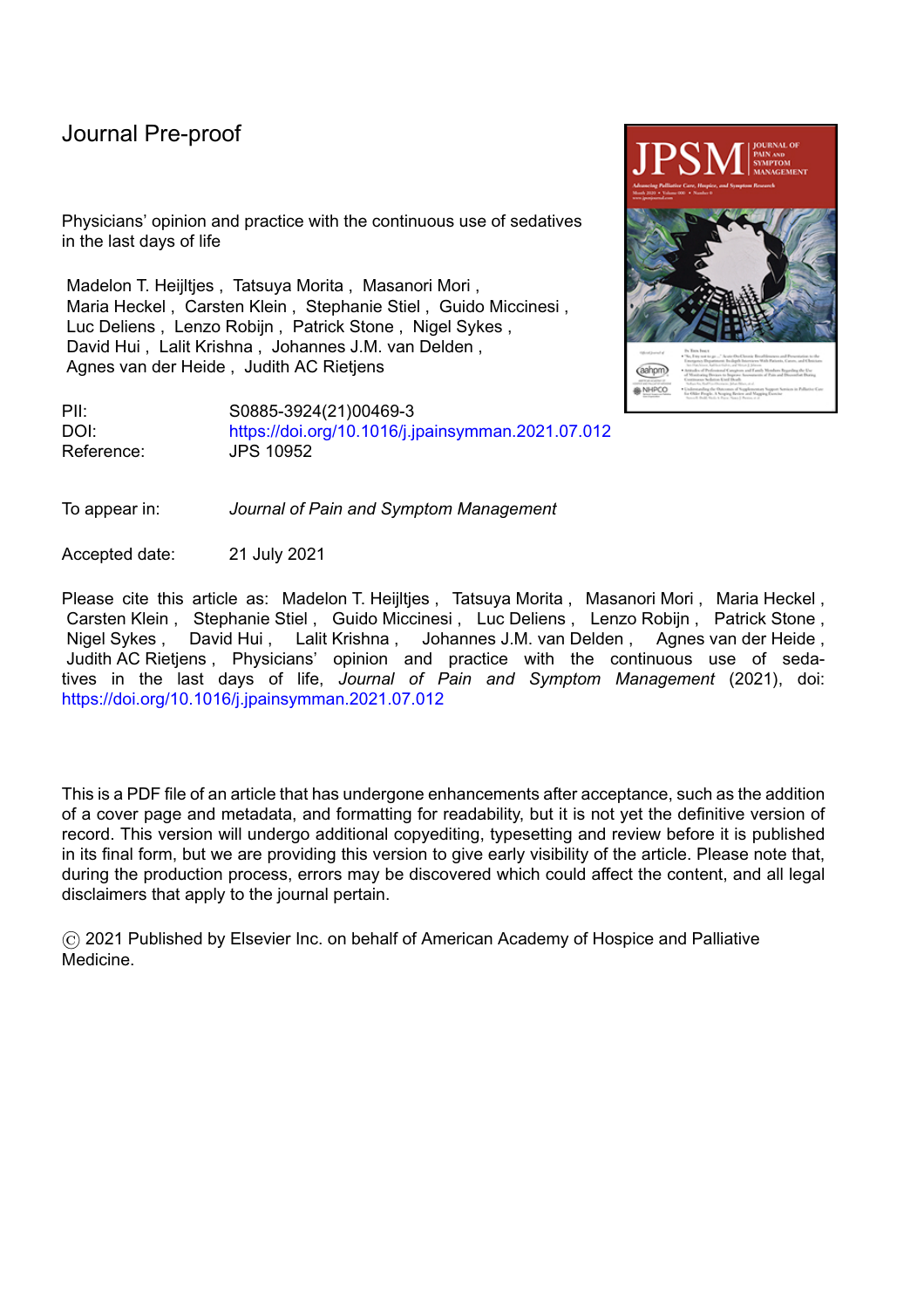Journal Pre-proof

Physicians' opinion and practice with the continuous use of sedatives in the last days of life

Madelon T. Heijltjes , Tatsuya Morita , Masanori Mori , Maria Heckel , Carsten Klein , Stephanie Stiel , Guido Miccinesi , Luc Deliens , Lenzo Robijn , Patrick Stone , Nigel Sykes , David Hui , Lalit Krishna , Johannes J.M. van Delden , Agnes van der Heide , Judith AC Rietjens

PII: S0885-3924(21)00469-3
DOI: https://doi.org/10.1016/j.jpainsymman.2021.07.012
Reference: JPS 10952

To appear in: *Journal of Pain and Symptom Management*

Accepted date: 21 July 2021

Please cite this article as: Madelon T. Heijltjes , Tatsuya Morita , Masanori Mori , Maria Heckel , Carsten Klein , Stephanie Stiel , Guido Miccinesi , Luc Deliens , Lenzo Robijn , Patrick Stone , Nigel Sykes , David Hui , Lalit Krishna , Johannes J.M. van Delden , Agnes van der Heide , Judith AC Rietjens , Physicians' opinion and practice with the continuous use of sedatives in the last days of life, *Journal of Pain and Symptom Management* (2021), doi: https://doi.org/10.1016/j.jpainsymman.2021.07.012

This is a PDF file of an article that has undergone enhancements after acceptance, such as the addition of a cover page and metadata, and formatting for readability, but it is not yet the definitive version of record. This version will undergo additional copyediting, typesetting and review before it is published in its final form, but we are providing this version to give early visibility of the article. Please note that, during the production process, errors may be discovered which could affect the content, and all legal disclaimers that apply to the journal pertain.

© 2021 Published by Elsevier Inc. on behalf of American Academy of Hospice and Palliative Medicine.